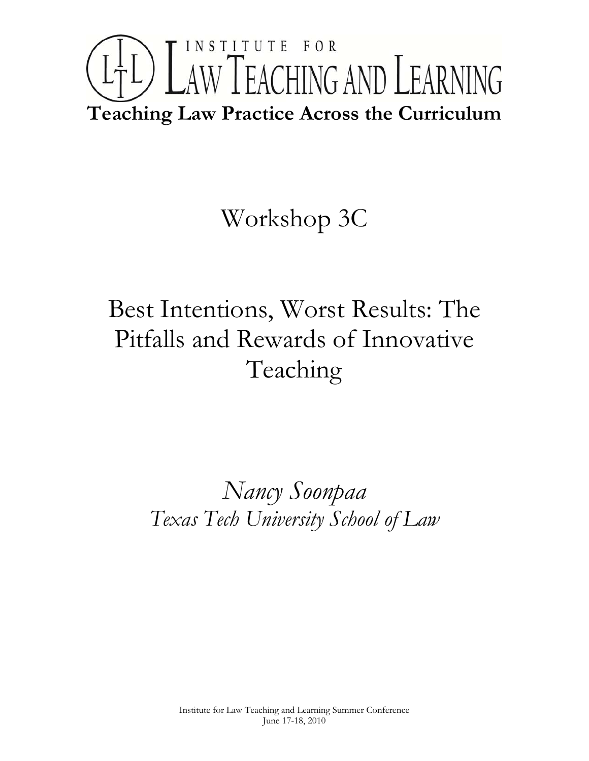# INSTITUTE FOR LAW TEACHING AND LEARNING

**Teaching Law Practice Across the Curriculum**

## Workshop 3C

## Best Intentions, Worst Results: The Pitfalls and Rewards of Innovative Teaching

*Nancy Soonpaa*
*Texas Tech University School of Law*

Institute for Law Teaching and Learning Summer Conference
June 17-18, 2010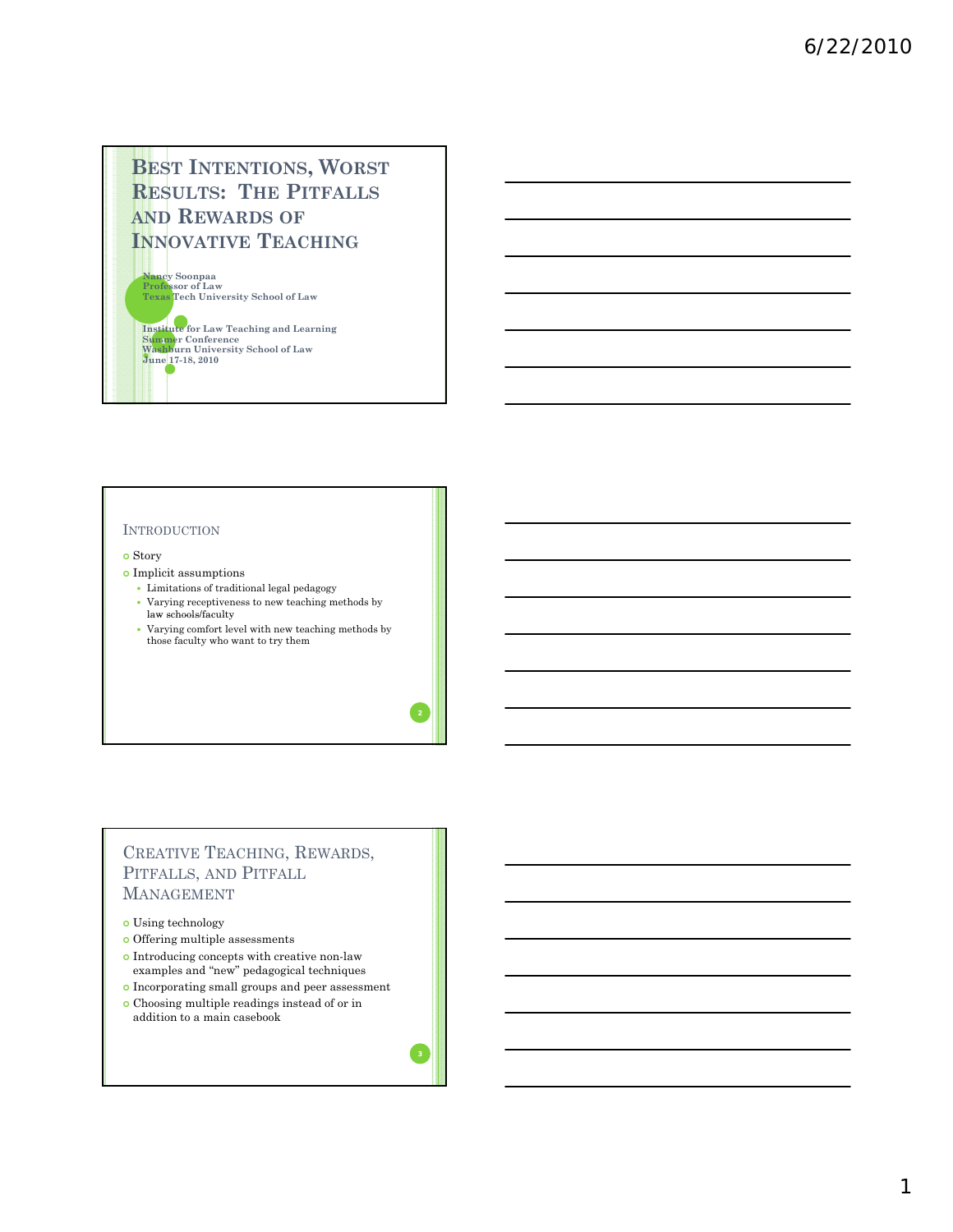# Best Intentions, Worst Results: The Pitfalls and Rewards of Innovative Teaching

**Nancy Soonpaa**
**Professor of Law**
**Texas Tech University School of Law**

**Institute for Law Teaching and Learning**
**Summer Conference**
**Washburn University School of Law**
**June 17-18, 2010**

## Introduction

- Story
- Implicit assumptions
  - Limitations of traditional legal pedagogy
  - Varying receptiveness to new teaching methods by law schools/faculty
  - Varying comfort level with new teaching methods by those faculty who want to try them

## Creative Teaching, Rewards, Pitfalls, and Pitfall Management

- Using technology
- Offering multiple assessments
- Introducing concepts with creative non-law examples and "new" pedagogical techniques
- Incorporating small groups and peer assessment
- Choosing multiple readings instead of or in addition to a main casebook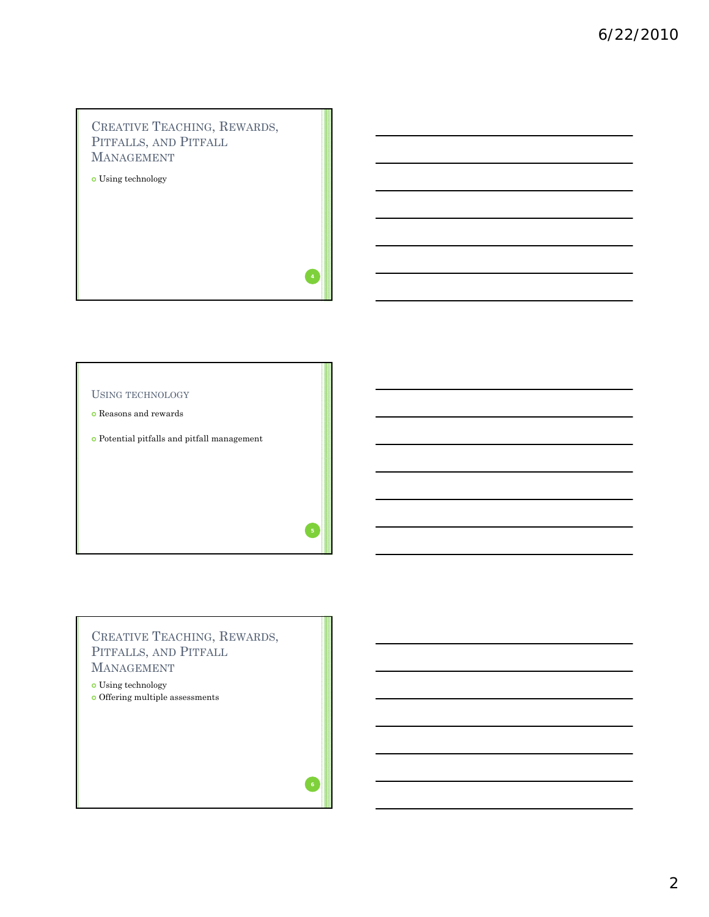## Creative Teaching, Rewards, Pitfalls, and Pitfall Management

- Using technology

## Using technology

- Reasons and rewards
- Potential pitfalls and pitfall management

## Creative Teaching, Rewards, Pitfalls, and Pitfall Management

- Using technology
- Offering multiple assessments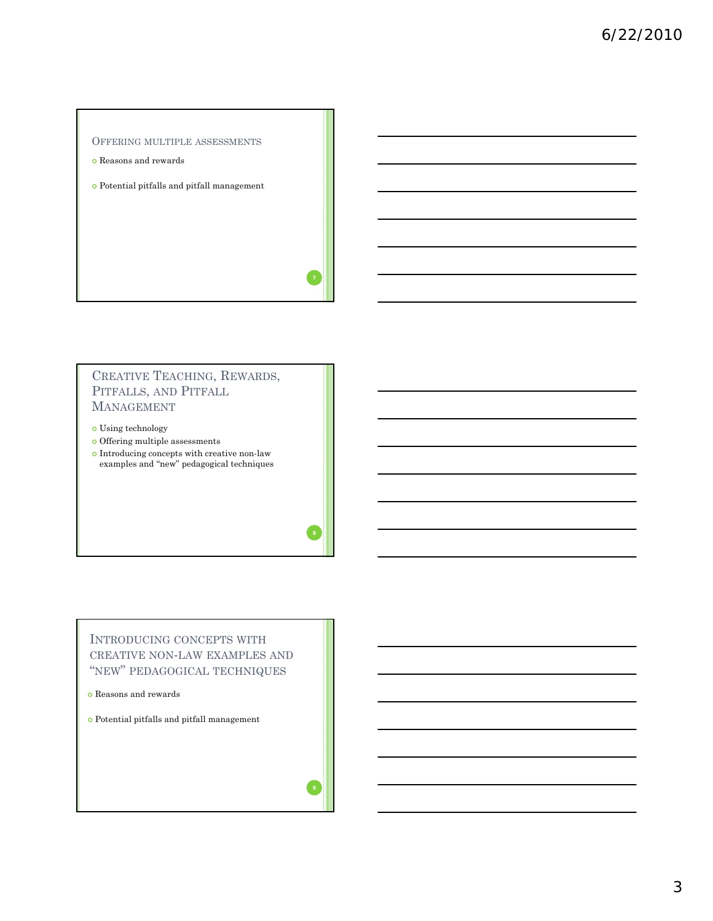## Offering multiple assessments

- Reasons and rewards
- Potential pitfalls and pitfall management

## Creative Teaching, Rewards, Pitfalls, and Pitfall Management

- Using technology
- Offering multiple assessments
- Introducing concepts with creative non-law examples and "new" pedagogical techniques

## Introducing concepts with creative non-law examples and "new" pedagogical techniques

- Reasons and rewards
- Potential pitfalls and pitfall management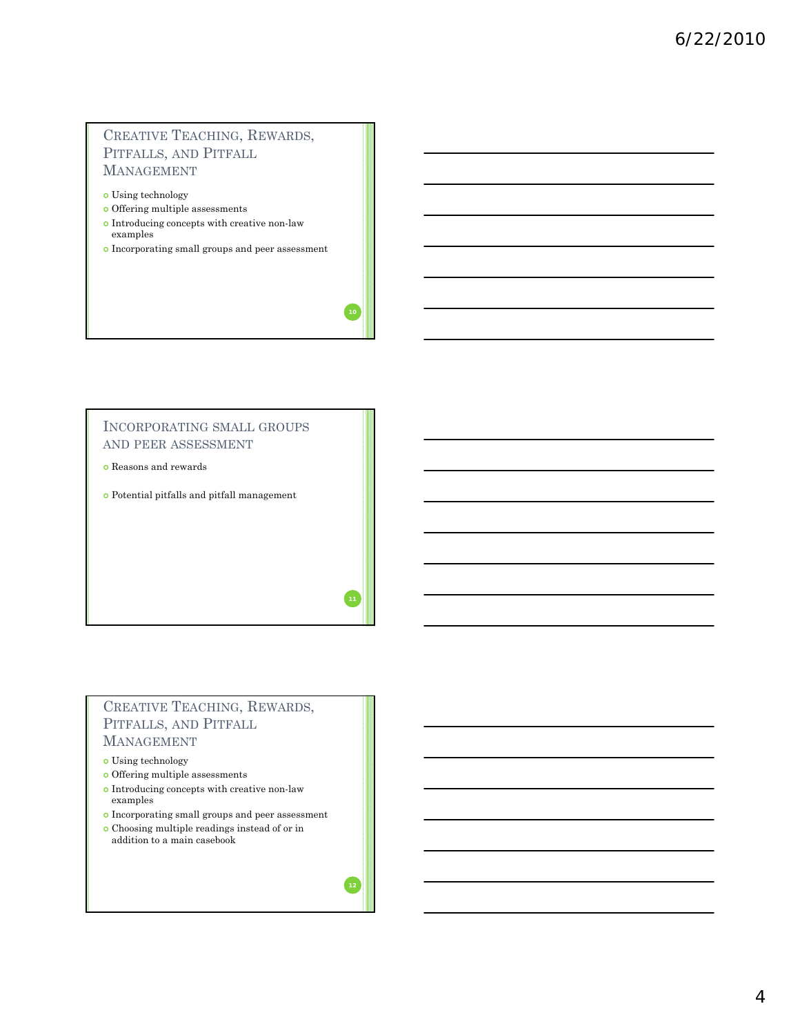## Creative Teaching, Rewards, Pitfalls, and Pitfall Management

- Using technology
- Offering multiple assessments
- Introducing concepts with creative non-law examples
- Incorporating small groups and peer assessment

## Incorporating small groups and peer assessment

- Reasons and rewards
- Potential pitfalls and pitfall management

## Creative Teaching, Rewards, Pitfalls, and Pitfall Management

- Using technology
- Offering multiple assessments
- Introducing concepts with creative non-law examples
- Incorporating small groups and peer assessment
- Choosing multiple readings instead of or in addition to a main casebook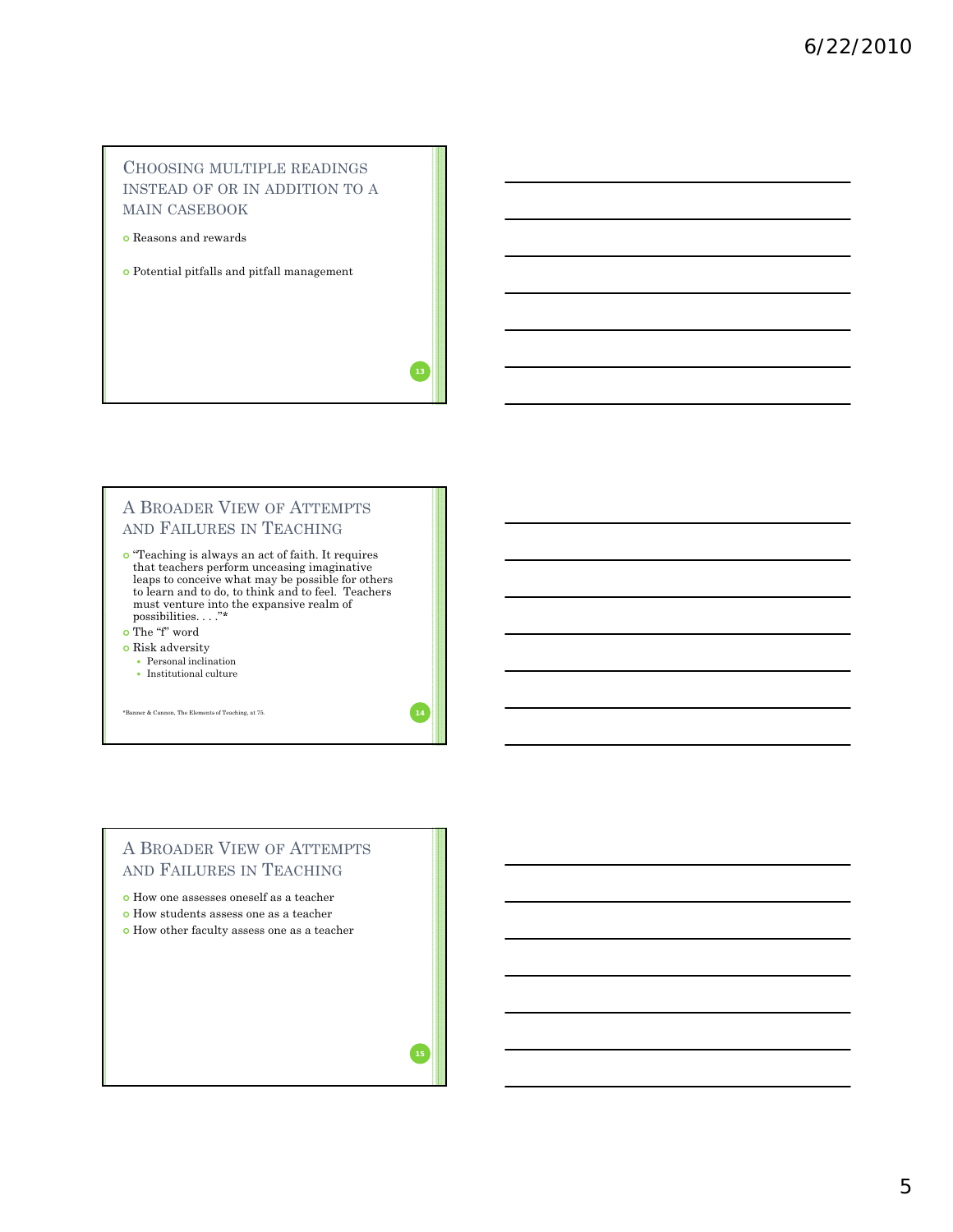## Choosing multiple readings instead of or in addition to a main casebook

- Reasons and rewards
- Potential pitfalls and pitfall management

## A Broader View of Attempts and Failures in Teaching

- "Teaching is always an act of faith. It requires that teachers perform unceasing imaginative leaps to conceive what may be possible for others to learn and to do, to think and to feel. Teachers must venture into the expansive realm of possibilities. . . ."*
- The "f" word
- Risk adversity
  - Personal inclination
  - Institutional culture

*Banner & Cannon, The Elements of Teaching, at 75.

## A Broader View of Attempts and Failures in Teaching

- How one assesses oneself as a teacher
- How students assess one as a teacher
- How other faculty assess one as a teacher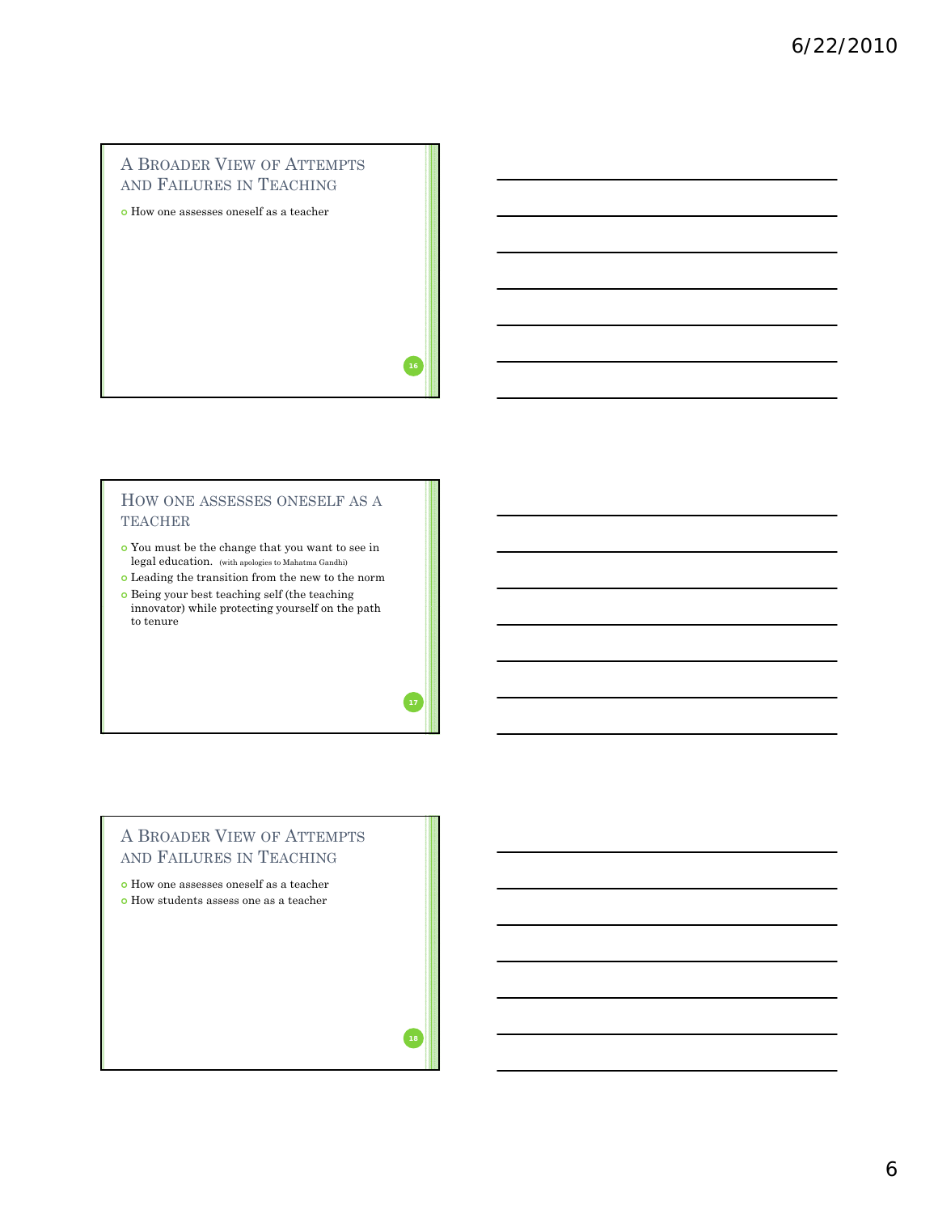## A Broader View of Attempts and Failures in Teaching

- How one assesses oneself as a teacher

## How one assesses oneself as a teacher

- You must be the change that you want to see in legal education. (with apologies to Mahatma Gandhi)
- Leading the transition from the new to the norm
- Being your best teaching self (the teaching innovator) while protecting yourself on the path to tenure

## A Broader View of Attempts and Failures in Teaching

- How one assesses oneself as a teacher
- How students assess one as a teacher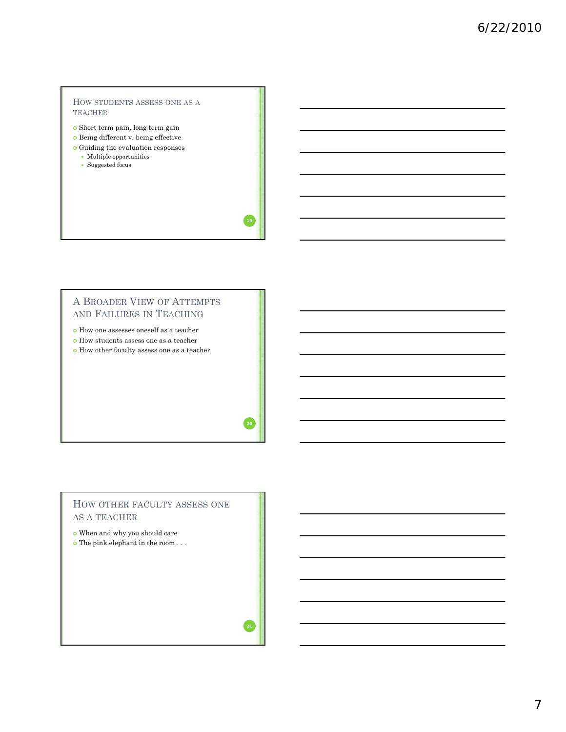## How students assess one as a teacher

- Short term pain, long term gain
- Being different v. being effective
- Guiding the evaluation responses
  - Multiple opportunities
  - Suggested focus

## A Broader View of Attempts and Failures in Teaching

- How one assesses oneself as a teacher
- How students assess one as a teacher
- How other faculty assess one as a teacher

## How other faculty assess one as a teacher

- When and why you should care
- The pink elephant in the room . . .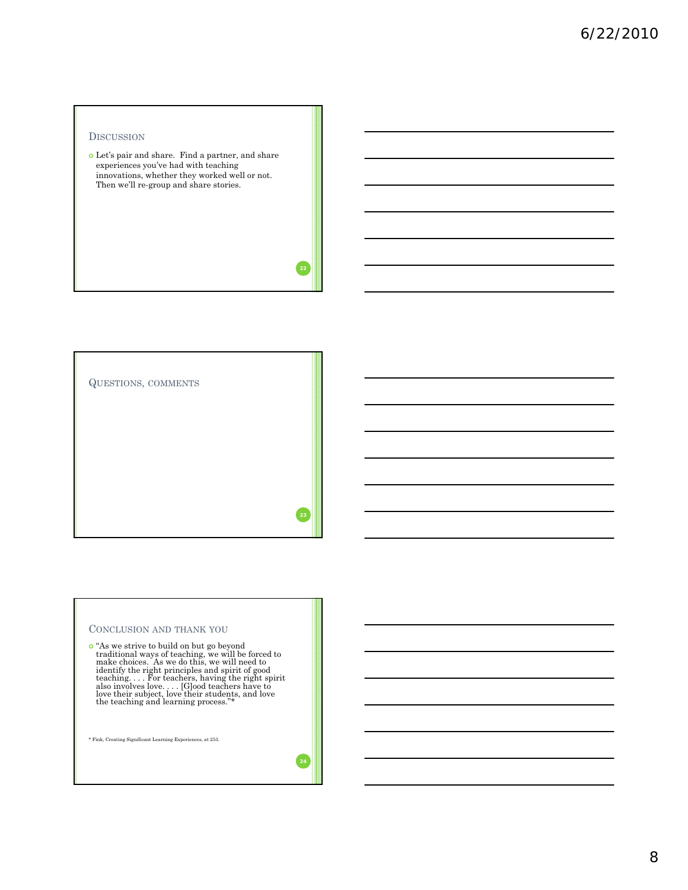## Discussion

- Let's pair and share. Find a partner, and share experiences you've had with teaching innovations, whether they worked well or not. Then we'll re-group and share stories.

## Questions, comments

## Conclusion and thank you

- "As we strive to build on but go beyond traditional ways of teaching, we will be forced to make choices. As we do this, we will need to identify the right principles and spirit of good teaching. . . . For teachers, having the right spirit also involves love. . . . [G]ood teachers have to love their subject, love their students, and love the teaching and learning process."*

* Fink, Creating Significant Learning Experiences, at 253.